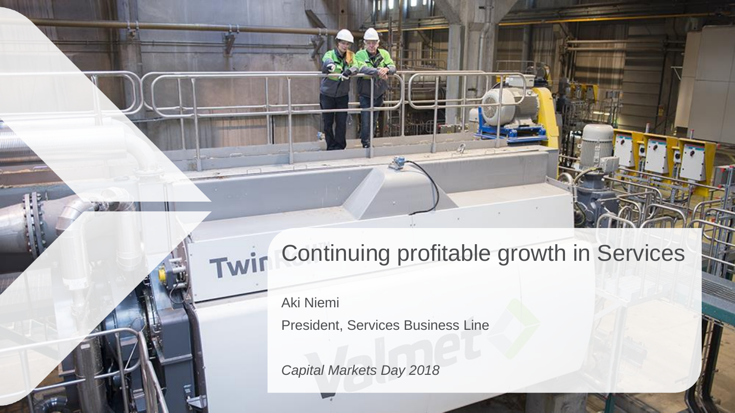# Continuing profitable growth in Services

Aki Niemi

President, Services Business Line

*Capital Markets Day 2018*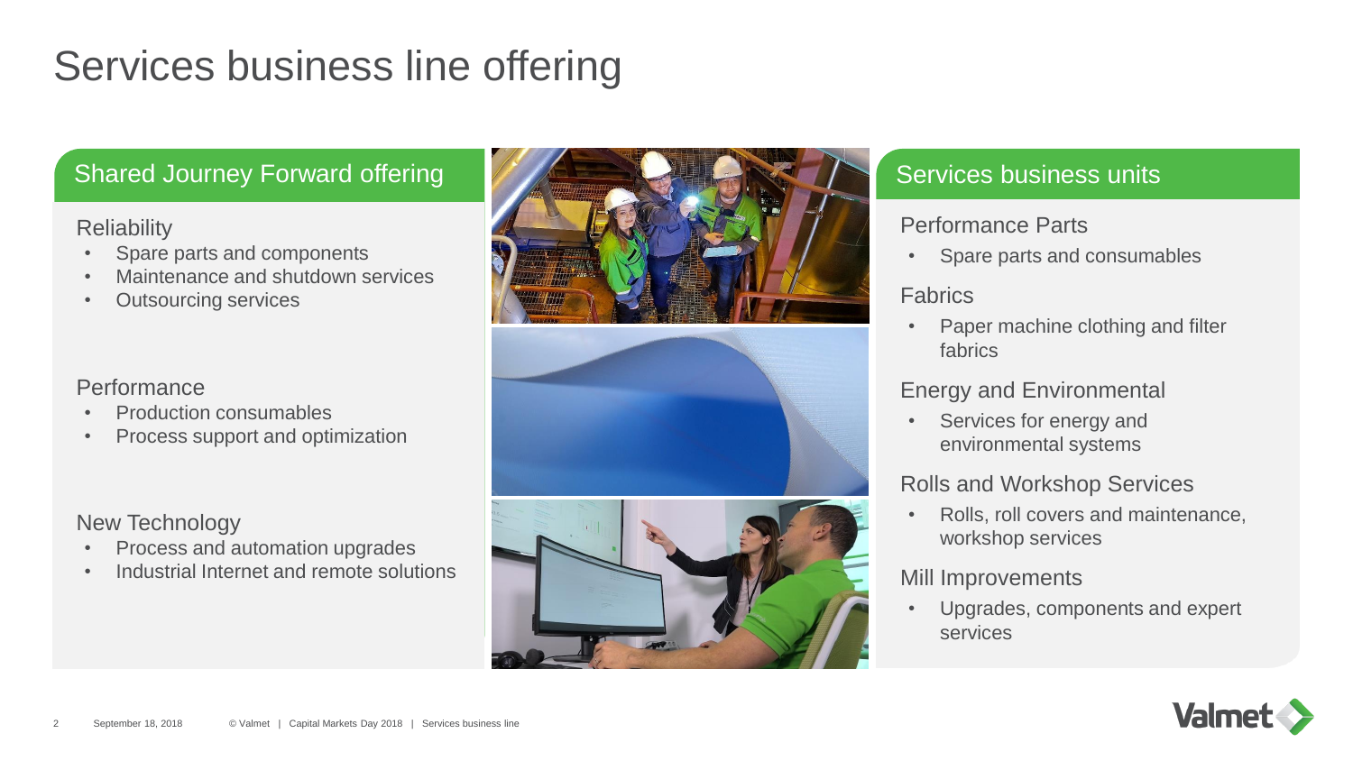# Services business line offering

## Shared Journey Forward offering

### Reliability

- Spare parts and components
- Maintenance and shutdown services
- Outsourcing services

### Performance

- Production consumables
- Process support and optimization

### New Technology

- Process and automation upgrades
- Industrial Internet and remote solutions

## Services business units

### Performance Parts

- Spare parts and consumables

### Fabrics

- Paper machine clothing and filter fabrics

### Energy and Environmental

- Services for energy and environmental systems

### Rolls and Workshop Services

- Rolls, roll covers and maintenance, workshop services

### Mill Improvements

- Upgrades, components and expert services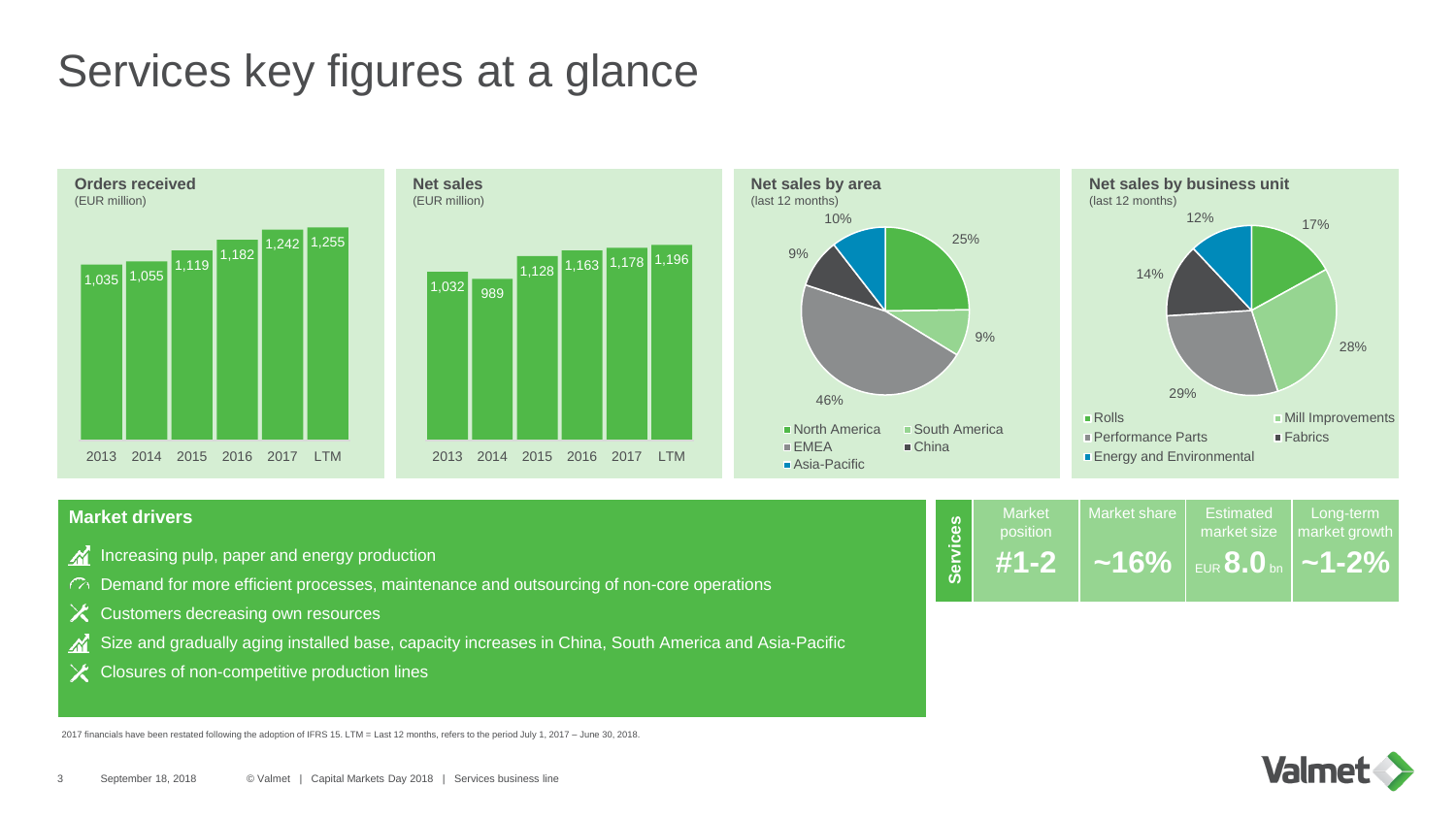# Services key figures at a glance

**Orders received**
(EUR million)

| 2013 | 2014 | 2015 | 2016 | 2017 | LTM |
|---|---|---|---|---|---|
| 1,035 | 1,055 | 1,119 | 1,182 | 1,242 | 1,255 |

**Net sales**
(EUR million)

| 2013 | 2014 | 2015 | 2016 | 2017 | LTM |
|---|---|---|---|---|---|
| 1,032 | 989 | 1,128 | 1,163 | 1,178 | 1,196 |

**Net sales by area**
(last 12 months)

| Area | Share |
|---|---|
| North America | 25% |
| South America | 9% |
| EMEA | 46% |
| China | 9% |
| Asia-Pacific | 10% |

**Net sales by business unit**
(last 12 months)

| Business unit | Share |
|---|---|
| Mill Improvements | 17% |
| Performance Parts | 28% |
| Rolls | 29% |
| Fabrics | 14% |
| Energy and Environmental | 12% |

**Market drivers**

- Increasing pulp, paper and energy production
- Demand for more efficient processes, maintenance and outsourcing of non-core operations
- Customers decreasing own resources
- Size and gradually aging installed base, capacity increases in China, South America and Asia-Pacific
- Closures of non-competitive production lines

| | Market position | Market share | Estimated market size | Long-term market growth |
|---|---|---|---|---|
| **Services** | **#1-2** | **~16%** | EUR **8.0** bn | **~1-2%** |

2017 financials have been restated following the adoption of IFRS 15. LTM = Last 12 months, refers to the period July 1, 2017 – June 30, 2018.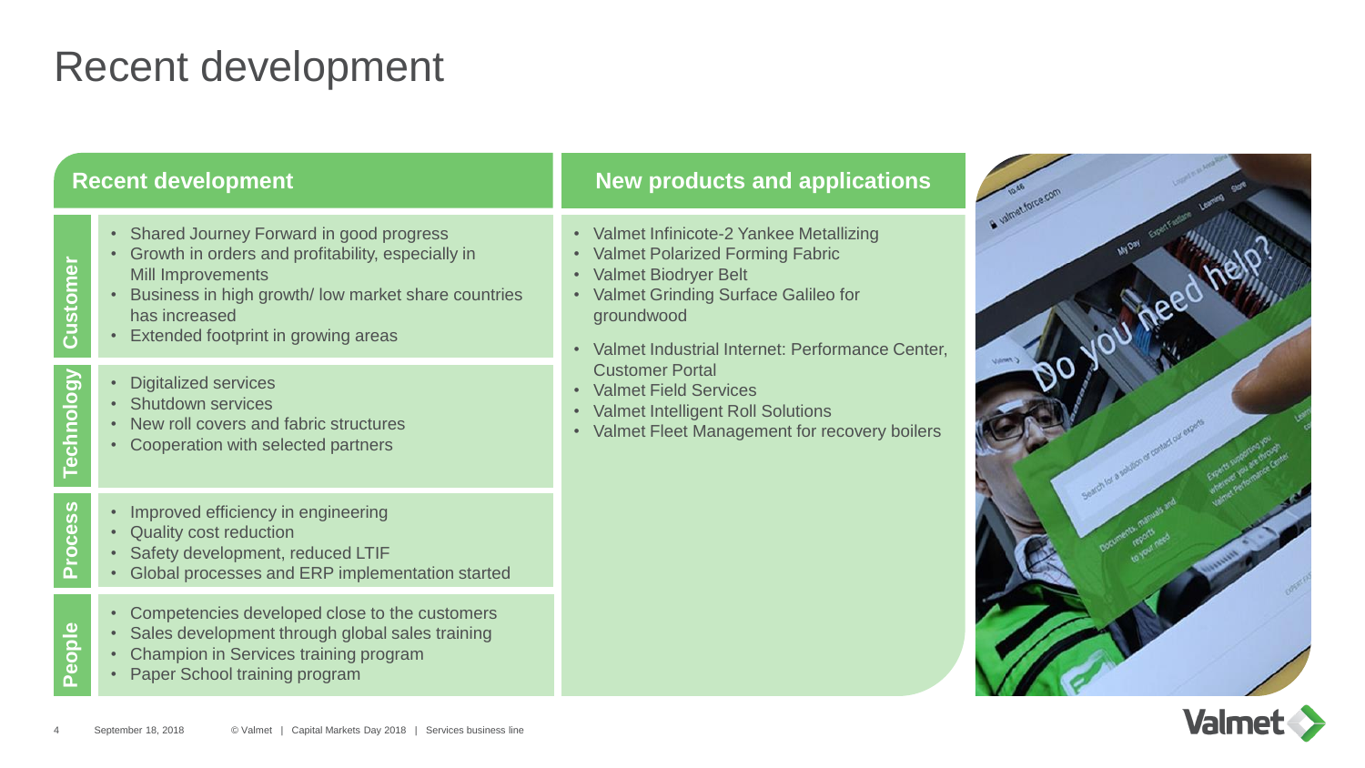# Recent development

## Recent development

**Customer**

- Shared Journey Forward in good progress
- Growth in orders and profitability, especially in Mill Improvements
- Business in high growth/ low market share countries has increased
- Extended footprint in growing areas

**Technology**

- Digitalized services
- Shutdown services
- New roll covers and fabric structures
- Cooperation with selected partners

**Process**

- Improved efficiency in engineering
- Quality cost reduction
- Safety development, reduced LTIF
- Global processes and ERP implementation started

**People**

- Competencies developed close to the customers
- Sales development through global sales training
- Champion in Services training program
- Paper School training program

## New products and applications

- Valmet Infinicote-2 Yankee Metallizing
- Valmet Polarized Forming Fabric
- Valmet Biodryer Belt
- Valmet Grinding Surface Galileo for groundwood
- Valmet Industrial Internet: Performance Center, Customer Portal
- Valmet Field Services
- Valmet Intelligent Roll Solutions
- Valmet Fleet Management for recovery boilers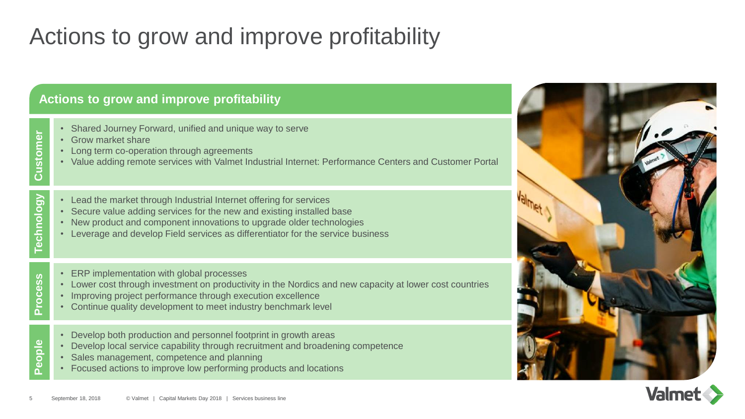# Actions to grow and improve profitability

## Actions to grow and improve profitability

### Customer

- Shared Journey Forward, unified and unique way to serve
- Grow market share
- Long term co-operation through agreements
- Value adding remote services with Valmet Industrial Internet: Performance Centers and Customer Portal

### Technology

- Lead the market through Industrial Internet offering for services
- Secure value adding services for the new and existing installed base
- New product and component innovations to upgrade older technologies
- Leverage and develop Field services as differentiator for the service business

### Process

- ERP implementation with global processes
- Lower cost through investment on productivity in the Nordics and new capacity at lower cost countries
- Improving project performance through execution excellence
- Continue quality development to meet industry benchmark level

### People

- Develop both production and personnel footprint in growth areas
- Develop local service capability through recruitment and broadening competence
- Sales management, competence and planning
- Focused actions to improve low performing products and locations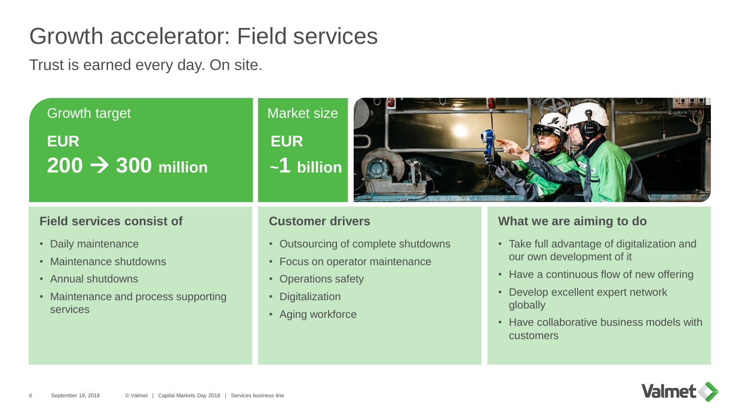# Growth accelerator: Field services

Trust is earned every day. On site.

**Growth target**

**EUR 200 → 300 million**

**Market size**

**EUR ~1 billion**

### Field services consist of

- Daily maintenance
- Maintenance shutdowns
- Annual shutdowns
- Maintenance and process supporting services

### Customer drivers

- Outsourcing of complete shutdowns
- Focus on operator maintenance
- Operations safety
- Digitalization
- Aging workforce

### What we are aiming to do

- Take full advantage of digitalization and our own development of it
- Have a continuous flow of new offering
- Develop excellent expert network globally
- Have collaborative business models with customers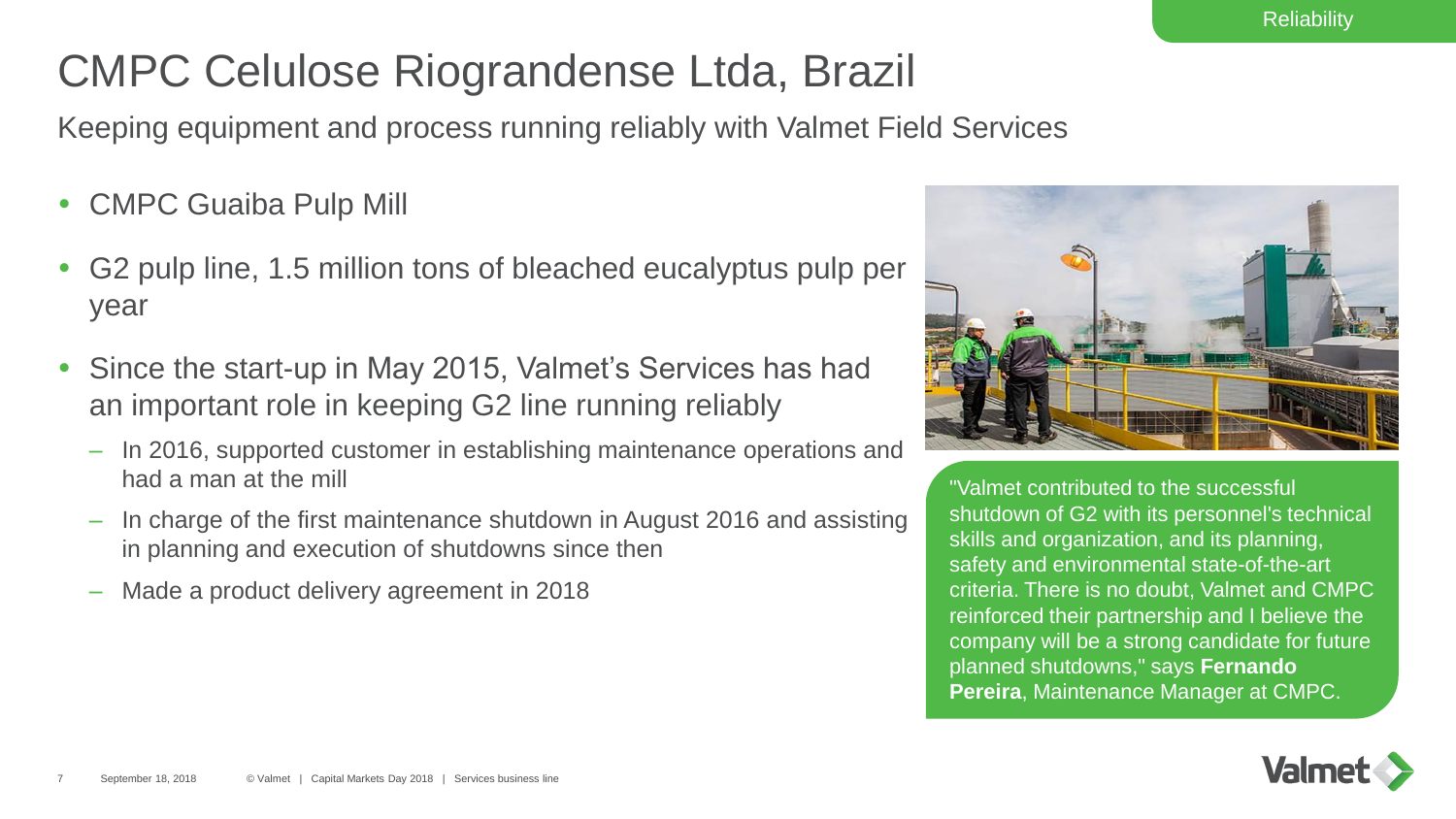Reliability

# CMPC Celulose Riograndense Ltda, Brazil

Keeping equipment and process running reliably with Valmet Field Services

- CMPC Guaiba Pulp Mill
- G2 pulp line, 1.5 million tons of bleached eucalyptus pulp per year
- Since the start-up in May 2015, Valmet's Services has had an important role in keeping G2 line running reliably
  - In 2016, supported customer in establishing maintenance operations and had a man at the mill
  - In charge of the first maintenance shutdown in August 2016 and assisting in planning and execution of shutdowns since then
  - Made a product delivery agreement in 2018

"Valmet contributed to the successful shutdown of G2 with its personnel's technical skills and organization, and its planning, safety and environmental state-of-the-art criteria. There is no doubt, Valmet and CMPC reinforced their partnership and I believe the company will be a strong candidate for future planned shutdowns," says **Fernando Pereira**, Maintenance Manager at CMPC.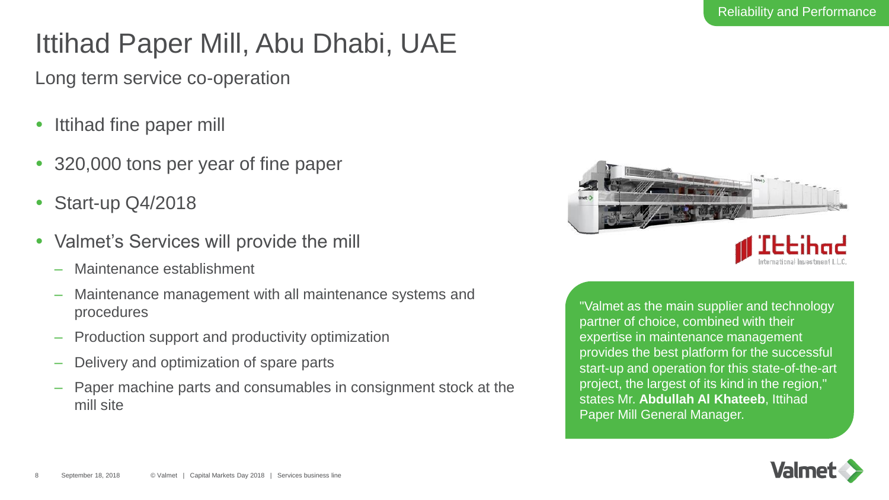Reliability and Performance

# Ittihad Paper Mill, Abu Dhabi, UAE

Long term service co-operation

- Ittihad fine paper mill
- 320,000 tons per year of fine paper
- Start-up Q4/2018
- Valmet's Services will provide the mill
  - Maintenance establishment
  - Maintenance management with all maintenance systems and procedures
  - Production support and productivity optimization
  - Delivery and optimization of spare parts
  - Paper machine parts and consumables in consignment stock at the mill site

"Valmet as the main supplier and technology partner of choice, combined with their expertise in maintenance management provides the best platform for the successful start-up and operation for this state-of-the-art project, the largest of its kind in the region," states Mr. **Abdullah Al Khateeb**, Ittihad Paper Mill General Manager.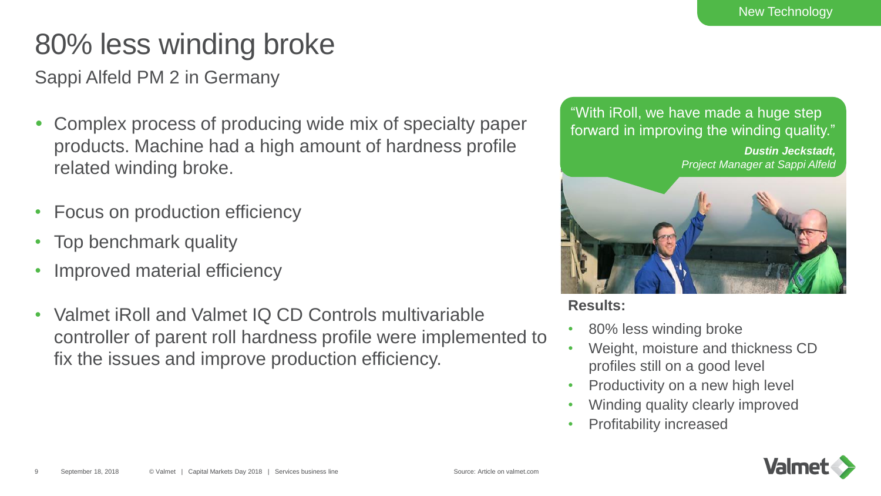New Technology

# 80% less winding broke

## Sappi Alfeld PM 2 in Germany

- Complex process of producing wide mix of specialty paper products. Machine had a high amount of hardness profile related winding broke.
- Focus on production efficiency
- Top benchmark quality
- Improved material efficiency
- Valmet iRoll and Valmet IQ CD Controls multivariable controller of parent roll hardness profile were implemented to fix the issues and improve production efficiency.

"With iRoll, we have made a huge step forward in improving the winding quality."

***Dustin Jeckstadt,***
*Project Manager at Sappi Alfeld*

**Results:**

- 80% less winding broke
- Weight, moisture and thickness CD profiles still on a good level
- Productivity on a new high level
- Winding quality clearly improved
- Profitability increased

Source: Article on valmet.com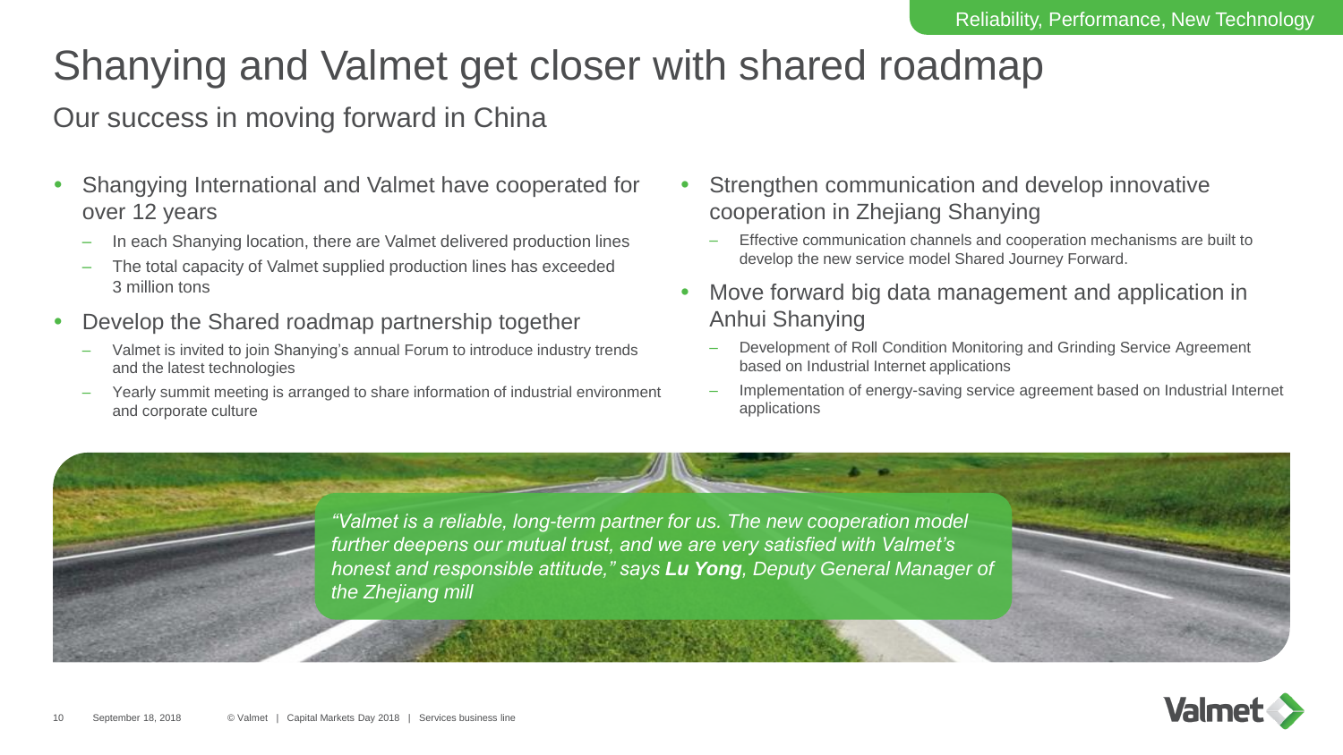Reliability, Performance, New Technology

# Shanying and Valmet get closer with shared roadmap

## Our success in moving forward in China

- Shangying International and Valmet have cooperated for over 12 years
  - In each Shanying location, there are Valmet delivered production lines
  - The total capacity of Valmet supplied production lines has exceeded 3 million tons
- Develop the Shared roadmap partnership together
  - Valmet is invited to join Shanying's annual Forum to introduce industry trends and the latest technologies
  - Yearly summit meeting is arranged to share information of industrial environment and corporate culture
- Strengthen communication and develop innovative cooperation in Zhejiang Shanying
  - Effective communication channels and cooperation mechanisms are built to develop the new service model Shared Journey Forward.
- Move forward big data management and application in Anhui Shanying
  - Development of Roll Condition Monitoring and Grinding Service Agreement based on Industrial Internet applications
  - Implementation of energy-saving service agreement based on Industrial Internet applications

*"Valmet is a reliable, long-term partner for us. The new cooperation model further deepens our mutual trust, and we are very satisfied with Valmet's honest and responsible attitude," says* ***Lu Yong****, Deputy General Manager of the Zhejiang mill*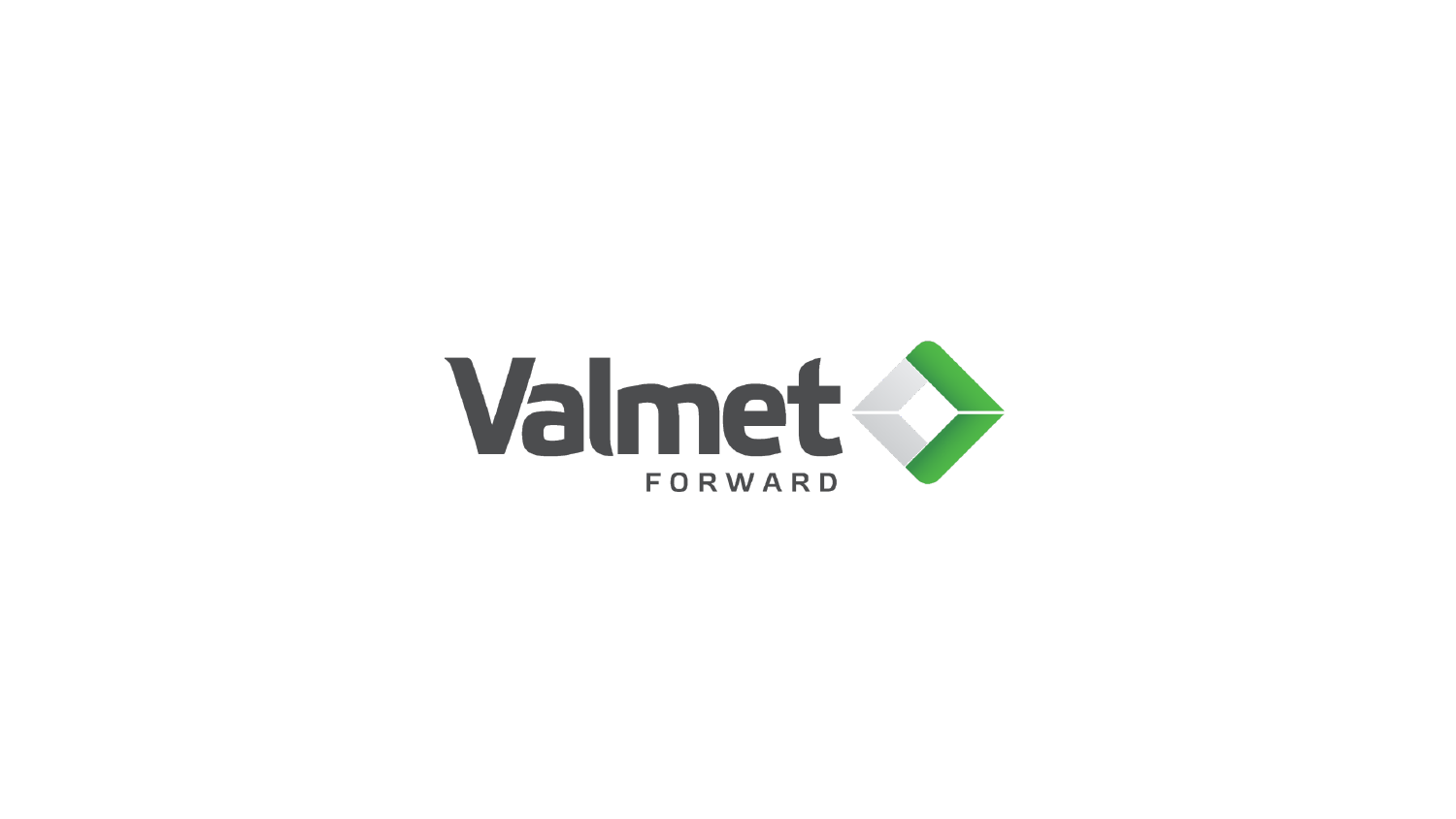Valmet

FORWARD